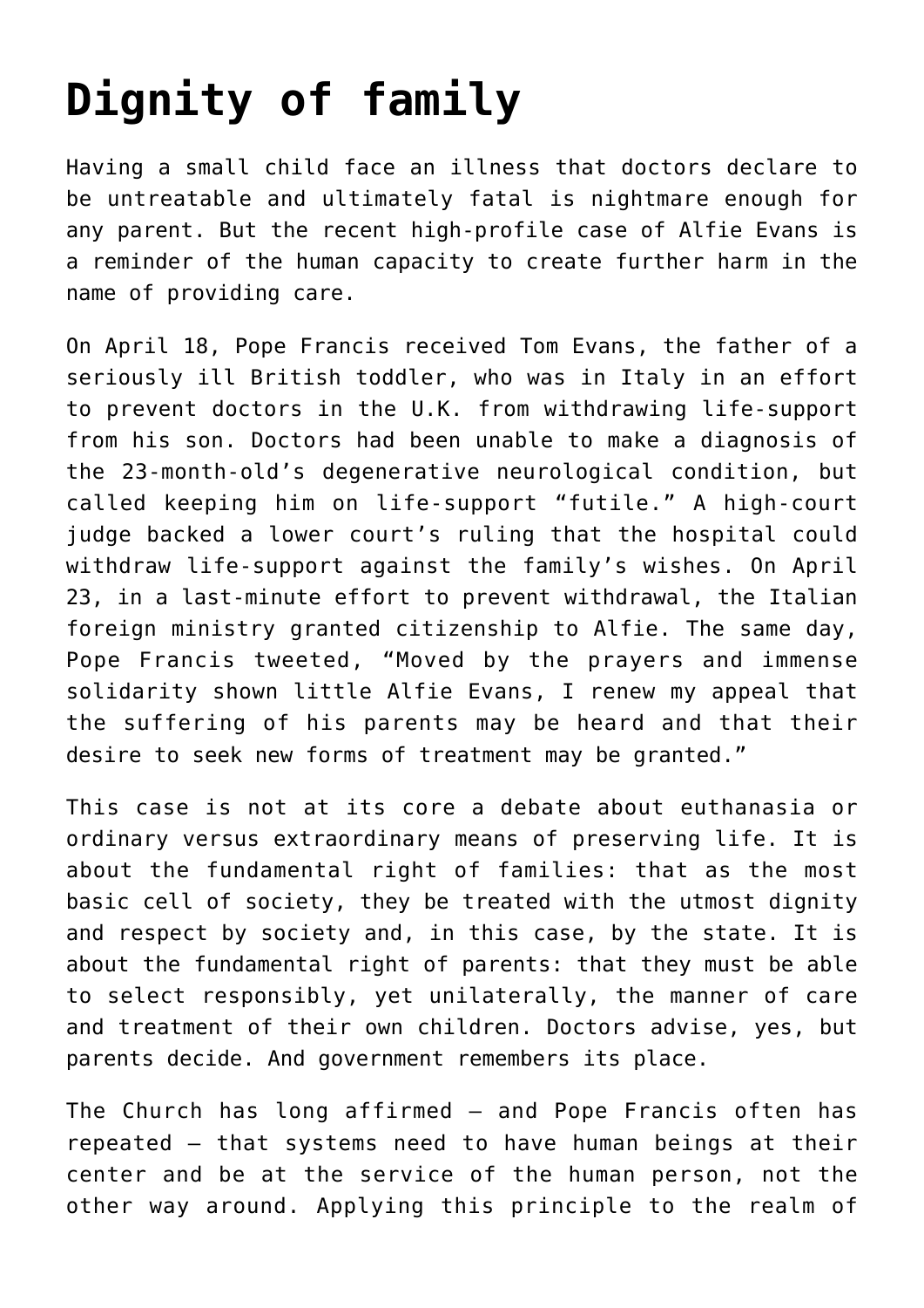# Dignity of family

Having a small child face an illness that doctors declare to be untreatable and ultimately fatal is nightmare enough for any parent. But the recent high-profile case of Alfie Evans is a reminder of the human capacity to create further harm in the name of providing care.

On April 18, Pope Francis received Tom Evans, the father of a seriously ill British toddler, who was in Italy in an effort to prevent doctors in the U.K. from withdrawing life-support from his son. Doctors had been unable to make a diagnosis of the 23-month-old's degenerative neurological condition, but called keeping him on life-support "futile." A high-court judge backed a lower court's ruling that the hospital could withdraw life-support against the family's wishes. On April 23, in a last-minute effort to prevent withdrawal, the Italian foreign ministry granted citizenship to Alfie. The same day, Pope Francis tweeted, "Moved by the prayers and immense solidarity shown little Alfie Evans, I renew my appeal that the suffering of his parents may be heard and that their desire to seek new forms of treatment may be granted."

This case is not at its core a debate about euthanasia or ordinary versus extraordinary means of preserving life. It is about the fundamental right of families: that as the most basic cell of society, they be treated with the utmost dignity and respect by society and, in this case, by the state. It is about the fundamental right of parents: that they must be able to select responsibly, yet unilaterally, the manner of care and treatment of their own children. Doctors advise, yes, but parents decide. And government remembers its place.

The Church has long affirmed — and Pope Francis often has repeated — that systems need to have human beings at their center and be at the service of the human person, not the other way around. Applying this principle to the realm of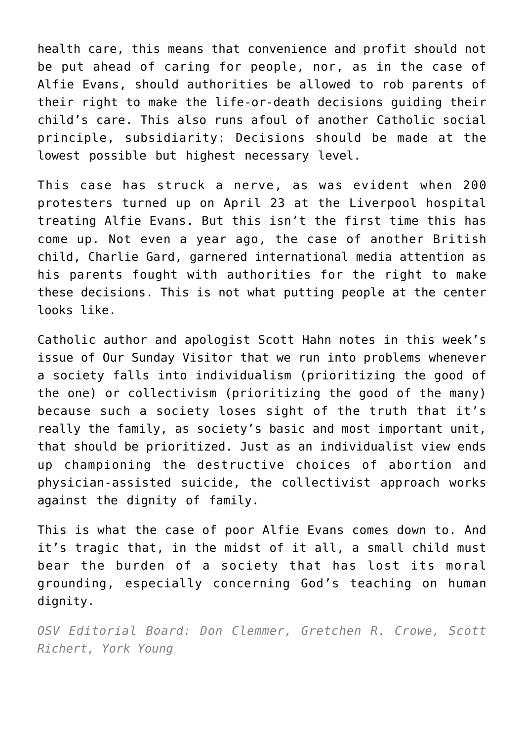health care, this means that convenience and profit should not be put ahead of caring for people, nor, as in the case of Alfie Evans, should authorities be allowed to rob parents of their right to make the life-or-death decisions guiding their child's care. This also runs afoul of another Catholic social principle, subsidiarity: Decisions should be made at the lowest possible but highest necessary level.

This case has struck a nerve, as was evident when 200 protesters turned up on April 23 at the Liverpool hospital treating Alfie Evans. But this isn't the first time this has come up. Not even a year ago, the case of another British child, Charlie Gard, garnered international media attention as his parents fought with authorities for the right to make these decisions. This is not what putting people at the center looks like.

Catholic author and apologist Scott Hahn notes in this week's issue of Our Sunday Visitor that we run into problems whenever a society falls into individualism (prioritizing the good of the one) or collectivism (prioritizing the good of the many) because such a society loses sight of the truth that it's really the family, as society's basic and most important unit, that should be prioritized. Just as an individualist view ends up championing the destructive choices of abortion and physician-assisted suicide, the collectivist approach works against the dignity of family.

This is what the case of poor Alfie Evans comes down to. And it's tragic that, in the midst of it all, a small child must bear the burden of a society that has lost its moral grounding, especially concerning God's teaching on human dignity.

*OSV Editorial Board: Don Clemmer, Gretchen R. Crowe, Scott Richert, York Young*